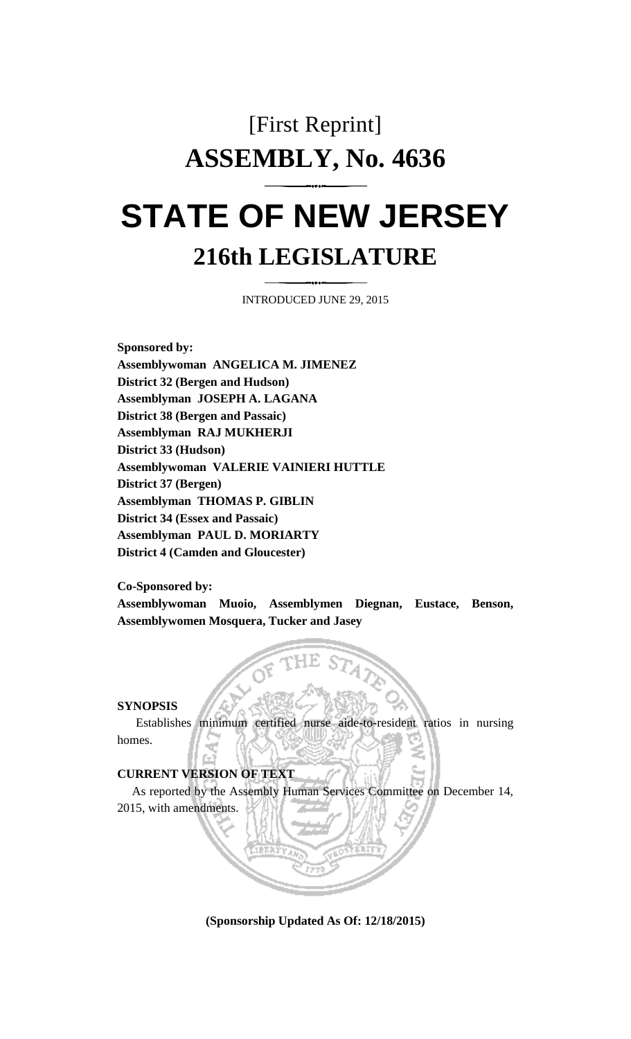[First Reprint]

# ASSEMBLY, No. 4636

# STATE OF NEW JERSEY

## 216th LEGISLATURE

INTRODUCED JUNE 29, 2015

**Sponsored by:**
**Assemblywoman ANGELICA M. JIMENEZ**
**District 32 (Bergen and Hudson)**
**Assemblyman JOSEPH A. LAGANA**
**District 38 (Bergen and Passaic)**
**Assemblyman RAJ MUKHERJI**
**District 33 (Hudson)**
**Assemblywoman VALERIE VAINIERI HUTTLE**
**District 37 (Bergen)**
**Assemblyman THOMAS P. GIBLIN**
**District 34 (Essex and Passaic)**
**Assemblyman PAUL D. MORIARTY**
**District 4 (Camden and Gloucester)**

**Co-Sponsored by:**
**Assemblywoman Muoio, Assemblymen Diegnan, Eustace, Benson, Assemblywomen Mosquera, Tucker and Jasey**

**SYNOPSIS**

Establishes minimum certified nurse aide-to-resident ratios in nursing homes.

**CURRENT VERSION OF TEXT**

As reported by the Assembly Human Services Committee on December 14, 2015, with amendments.

**(Sponsorship Updated As Of: 12/18/2015)**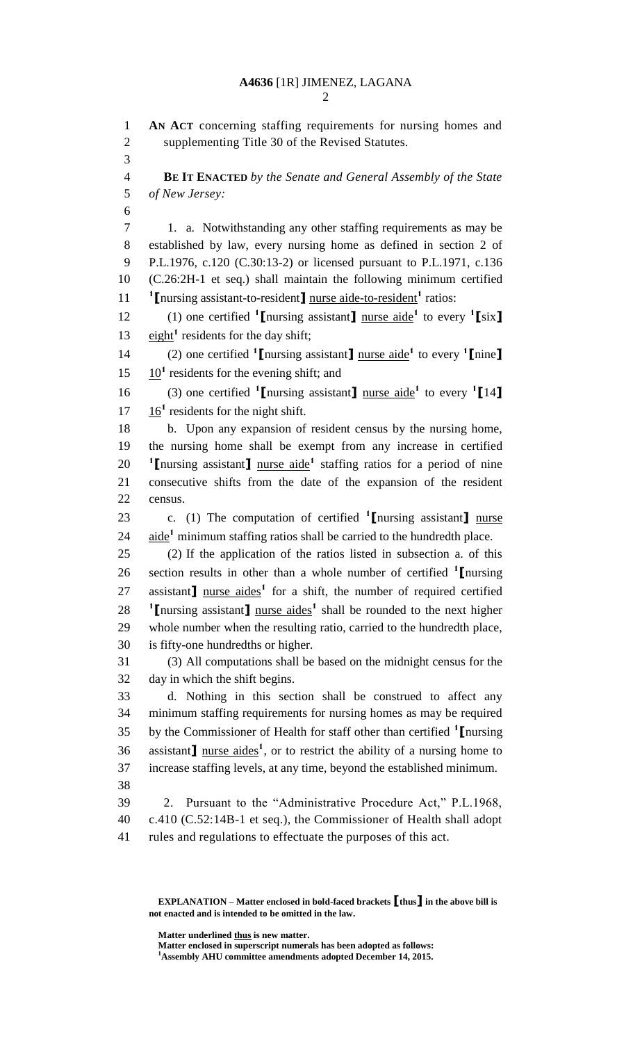AN ACT concerning staffing requirements for nursing homes and supplementing Title 30 of the Revised Statutes.

**BE IT ENACTED** *by the Senate and General Assembly of the State of New Jersey:*

1. a. Notwithstanding any other staffing requirements as may be established by law, every nursing home as defined in section 2 of P.L.1976, c.120 (C.30:13-2) or licensed pursuant to P.L.1971, c.136 (C.26:2H-1 et seq.) shall maintain the following minimum certified [1]**[**nursing assistant-to-resident**]** nurse aide-to-resident[1] ratios:

(1) one certified [1]**[**nursing assistant**]** nurse aide[1] to every [1]**[**six**]** eight[1] residents for the day shift;

(2) one certified [1]**[**nursing assistant**]** nurse aide[1] to every [1]**[**nine**]** 10[1] residents for the evening shift; and

(3) one certified [1]**[**nursing assistant**]** nurse aide[1] to every [1]**[**14**]** 16[1] residents for the night shift.

b. Upon any expansion of resident census by the nursing home, the nursing home shall be exempt from any increase in certified [1]**[**nursing assistant**]** nurse aide[1] staffing ratios for a period of nine consecutive shifts from the date of the expansion of the resident census.

c. (1) The computation of certified [1]**[**nursing assistant**]** nurse aide[1] minimum staffing ratios shall be carried to the hundredth place.

(2) If the application of the ratios listed in subsection a. of this section results in other than a whole number of certified [1]**[**nursing assistant**]** nurse aides[1] for a shift, the number of required certified [1]**[**nursing assistant**]** nurse aides[1] shall be rounded to the next higher whole number when the resulting ratio, carried to the hundredth place, is fifty-one hundredths or higher.

(3) All computations shall be based on the midnight census for the day in which the shift begins.

d. Nothing in this section shall be construed to affect any minimum staffing requirements for nursing homes as may be required by the Commissioner of Health for staff other than certified [1]**[**nursing assistant**]** nurse aides[1], or to restrict the ability of a nursing home to increase staffing levels, at any time, beyond the established minimum.

2. Pursuant to the "Administrative Procedure Act," P.L.1968, c.410 (C.52:14B-1 et seq.), the Commissioner of Health shall adopt rules and regulations to effectuate the purposes of this act.

**EXPLANATION – Matter enclosed in bold-faced brackets [thus] in the above bill is not enacted and is intended to be omitted in the law.**

**Matter underlined thus is new matter.**
**Matter enclosed in superscript numerals has been adopted as follows:**
**[1]Assembly AHU committee amendments adopted December 14, 2015.**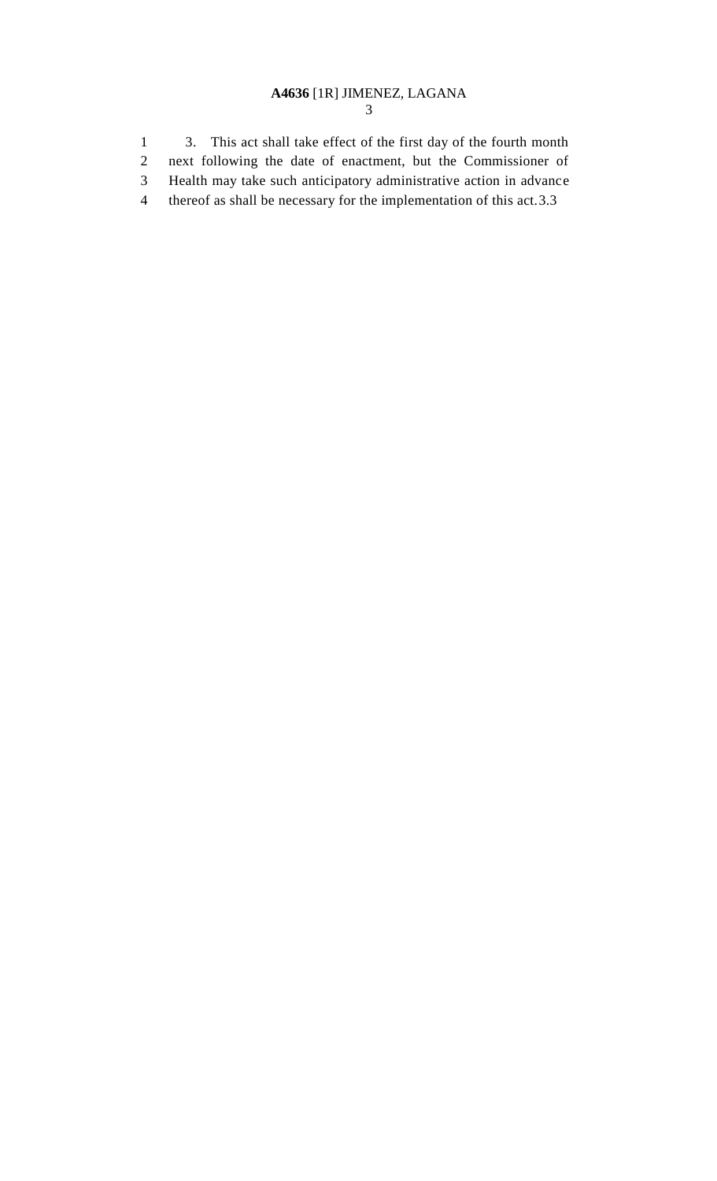3. This act shall take effect of the first day of the fourth month next following the date of enactment, but the Commissioner of Health may take such anticipatory administrative action in advance thereof as shall be necessary for the implementation of this act.3.3